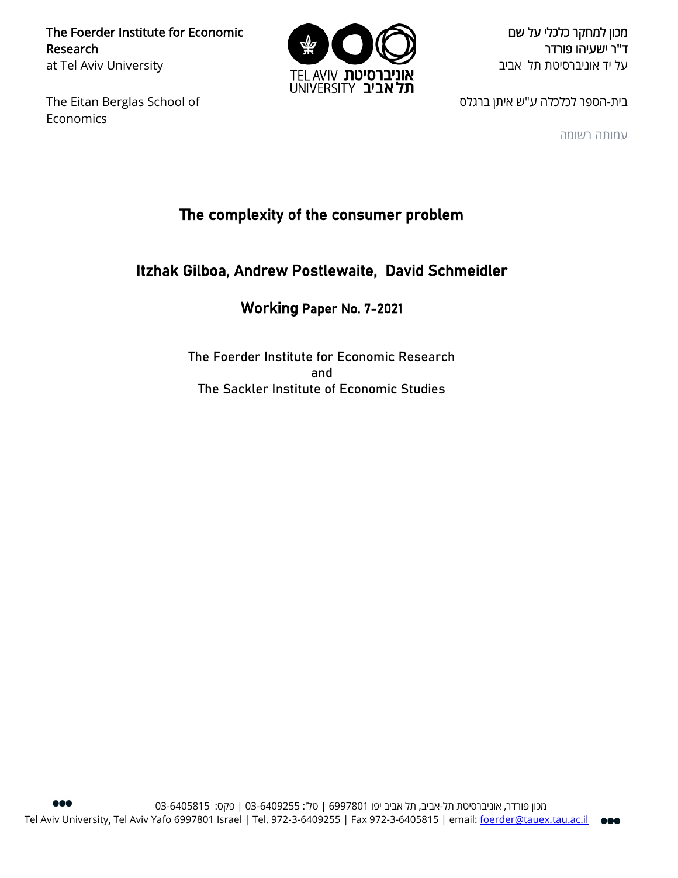The Foerder Institute for Economic Research
at Tel Aviv University

מכון למחקר כלכלי על שם
ד"ר ישעיהו פורדר
על יד אוניברסיטת תל אביב

The Eitan Berglas School of Economics

בית-הספר לכלכלה ע"ש איתן ברגלס

עמותה רשומה

# The complexity of the consumer problem

## Itzhak Gilboa, Andrew Postlewaite, David Schmeidler

### Working Paper No. 7-2021

The Foerder Institute for Economic Research
and
The Sackler Institute of Economic Studies

מכון פורדר, אוניברסיטת תל-אביב, תל אביב יפו 6997801 | טל': 03-6409255 | פקס: 03-6405815

Tel Aviv University, Tel Aviv Yafo 6997801 Israel | Tel. 972-3-6409255 | Fax 972-3-6405815 | email: foerder@tauex.tau.ac.il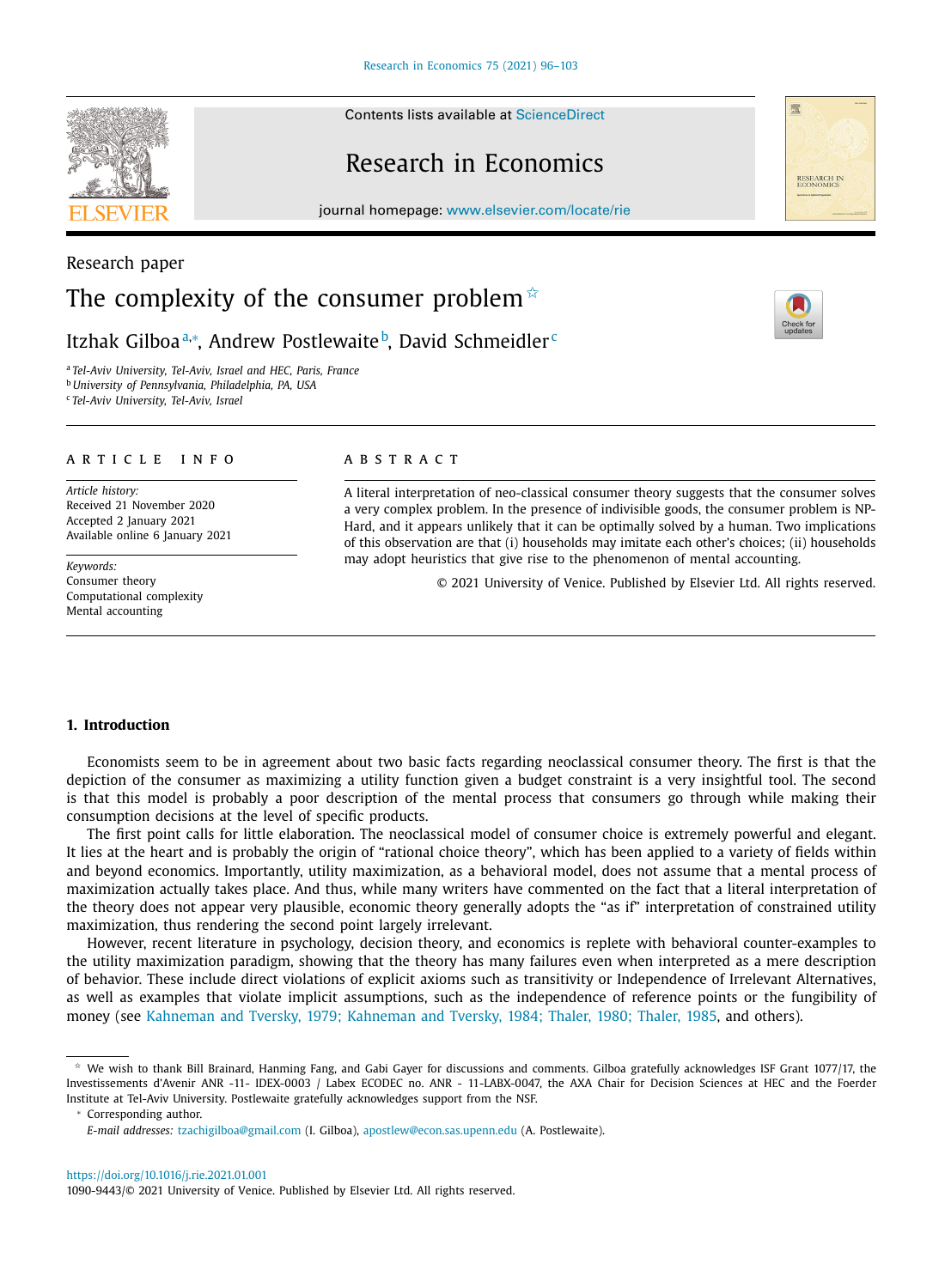Research paper

# The complexity of the consumer problem ☆

Itzhak Gilboa[a,*], Andrew Postlewaite[b], David Schmeidler[c]

[a] Tel-Aviv University, Tel-Aviv, Israel and HEC, Paris, France
[b] University of Pennsylvania, Philadelphia, PA, USA
[c] Tel-Aviv University, Tel-Aviv, Israel

**ARTICLE INFO**

*Article history:*
Received 21 November 2020
Accepted 2 January 2021
Available online 6 January 2021

*Keywords:*
Consumer theory
Computational complexity
Mental accounting

**ABSTRACT**

A literal interpretation of neo-classical consumer theory suggests that the consumer solves a very complex problem. In the presence of indivisible goods, the consumer problem is NP-Hard, and it appears unlikely that it can be optimally solved by a human. Two implications of this observation are that (i) households may imitate each other's choices; (ii) households may adopt heuristics that give rise to the phenomenon of mental accounting.

© 2021 University of Venice. Published by Elsevier Ltd. All rights reserved.

## 1. Introduction

Economists seem to be in agreement about two basic facts regarding neoclassical consumer theory. The first is that the depiction of the consumer as maximizing a utility function given a budget constraint is a very insightful tool. The second is that this model is a poor description of the mental process that consumers go through while making their consumption decisions at the level of specific products.

The first point calls for little elaboration. The neoclassical model of consumer choice is extremely powerful and elegant. It lies at the heart and is probably the origin of "rational choice theory", which has been applied to a variety of fields within and beyond economics. Importantly, utility maximization, as a behavioral model, does not assume that a mental process of maximization actually takes place. And thus, while many writers have commented on the fact that a literal interpretation of the theory does not appear very plausible, economic theory generally adopts the "as if" interpretation of constrained utility maximization, thus rendering the second point largely irrelevant.

However, recent literature in psychology, decision theory, and economics is replete with behavioral counter-examples to the utility maximization paradigm, showing that the theory has many failures even when interpreted as a mere description of behavior. These include direct violations of explicit axioms such as transitivity or Independence of Irrelevant Alternatives, as well as examples that violate implicit assumptions, such as the independence of reference points or the fungibility of money (see Kahneman and Tversky, 1979; Kahneman and Tversky, 1984; Thaler, 1980; Thaler, 1985, and others).

☆ We wish to thank Bill Brainard, Hanming Fang, and Gabi Gayer for discussions and comments. Gilboa gratefully acknowledges ISF Grant 1077/17, the Investissements d'Avenir ANR -11- IDEX-0003 / Labex ECODEC no. ANR - 11-LABX-0047, the AXA Chair for Decision Sciences at HEC and the Foerder Institute at Tel-Aviv University. Postlewaite gratefully acknowledges support from the NSF.

\* Corresponding author.

*E-mail addresses:* tzachigilboa@gmail.com (I. Gilboa), apostlew@econ.sas.upenn.edu (A. Postlewaite).

https://doi.org/10.1016/j.rie.2021.01.001
1090-9443/© 2021 University of Venice. Published by Elsevier Ltd. All rights reserved.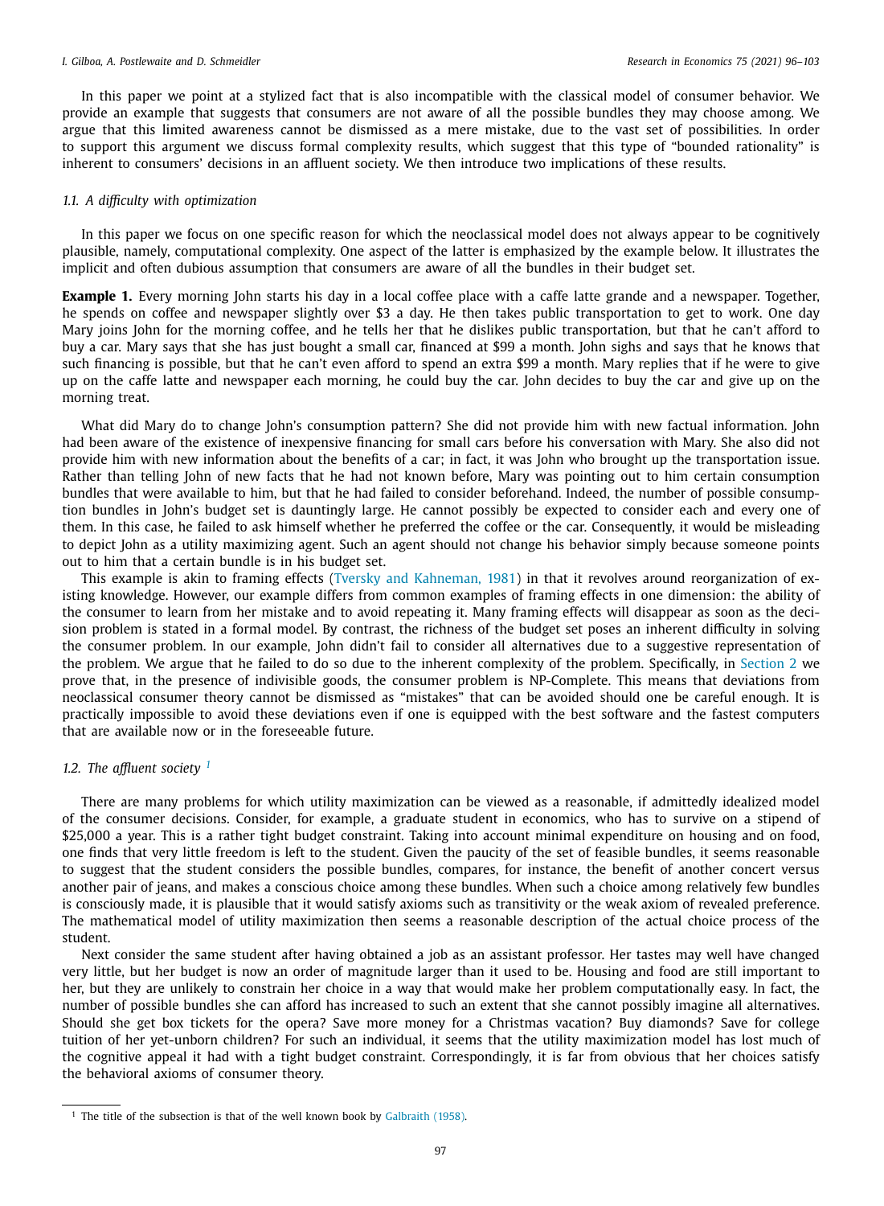In this paper we point at a stylized fact that is also incompatible with the classical model of consumer behavior. We provide an example that suggests that consumers are not aware of all the possible bundles they may choose among. We argue that this limited awareness cannot be dismissed as a mere mistake, due to the vast set of possibilities. In order to support this argument we discuss formal complexity results, which suggest that this type of "bounded rationality" is inherent to consumers' decisions in an affluent society. We then introduce two implications of these results.

### 1.1. A difficulty with optimization

In this paper we focus on one specific reason for which the neoclassical model does not always appear to be cognitively plausible, namely, computational complexity. One aspect of the latter is emphasized by the example below. It illustrates the implicit and often dubious assumption that consumers are aware of all the bundles in their budget set.

**Example 1.** Every morning John starts his day in a local coffee place with a caffe latte grande and a newspaper. Together, he spends on coffee and newspaper slightly over \$3 a day. He then takes public transportation to get to work. One day Mary joins John for the morning coffee, and he tells her that he dislikes public transportation, but that he can't afford to buy a car. Mary says that she has just bought a small car, financed at \$99 a month. John sighs and says that he knows that such financing is possible, but that he can't even afford to spend an extra \$99 a month. Mary replies that if he were to give up on the caffe latte and newspaper each morning, he could buy the car. John decides to buy the car and give up on the morning treat.

What did Mary do to change John's consumption pattern? She did not provide him with new factual information. John had been aware of the existence of inexpensive financing for small cars before his conversation with Mary. She also did not provide him with new information about the benefits of a car; in fact, it was John who brought up the transportation issue. Rather than telling John of new facts that he had not known before, Mary was pointing out to him certain consumption bundles that were available to him, but that he had failed to consider beforehand. Indeed, the number of possible consumption bundles in John's budget set is dauntingly large. He cannot possibly be expected to consider each and every one of them. In this case, he failed to ask himself whether he preferred the coffee or the car. Consequently, it would be misleading to depict John as a utility maximizing agent. Such an agent should not change his behavior simply because someone points out to him that a certain bundle is in his budget set.

This example is akin to framing effects (Tversky and Kahneman, 1981) in that it revolves around reorganization of existing knowledge. However, our example differs from common examples of framing effects in one dimension: the ability of the consumer to learn from her mistake and to avoid repeating it. Many framing effects will disappear as soon as the decision problem is stated in a formal model. By contrast, the richness of the budget set poses an inherent difficulty in solving the consumer problem. In our example, John didn't fail to consider all alternatives due to a suggestive representation of the problem. We argue that he failed to do so due to the inherent complexity of the problem. Specifically, in Section 2 we prove that, in the presence of indivisible goods, the consumer problem is NP-Complete. This means that deviations from neoclassical consumer theory cannot be dismissed as "mistakes" that can be avoided should one be careful enough. It is practically impossible to avoid these deviations even if one is equipped with the best software and the fastest computers that are available now or in the foreseeable future.

### 1.2. The affluent society [1]

There are many problems for which utility maximization can be viewed as a reasonable, if admittedly idealized model of the consumer decisions. Consider, for example, a graduate student in economics, who has to survive on a stipend of \$25,000 a year. This is a rather tight budget constraint. Taking into account minimal expenditure on housing and on food, one finds that very little freedom is left to the student. Given the paucity of the set of feasible bundles, it seems reasonable to suggest that the student considers the possible bundles, compares, for instance, the benefit of another concert versus another pair of jeans, and makes a conscious choice among these bundles. When such a choice among relatively few bundles is consciously made, it is plausible that it would satisfy axioms such as transitivity or the weak axiom of revealed preference. The mathematical model of utility maximization then seems a reasonable description of the actual choice process of the student.

Next consider the same student after having obtained a job as an assistant professor. Her tastes may well have changed very little, but her budget is now an order of magnitude larger than it used to be. Housing and food are still important to her, but they are unlikely to constrain her choice in a way that would make her problem computationally easy. In fact, the number of possible bundles she can afford has increased to such an extent that she cannot possibly imagine all alternatives. Should she get box tickets for the opera? Save more money for a Christmas vacation? Buy diamonds? Save for college tuition of her yet-unborn children? For such an individual, it seems that the utility maximization model has lost much of the cognitive appeal it had with a tight budget constraint. Correspondingly, it is far from obvious that her choices satisfy the behavioral axioms of consumer theory.

[1] The title of the subsection is that of the well known book by Galbraith (1958).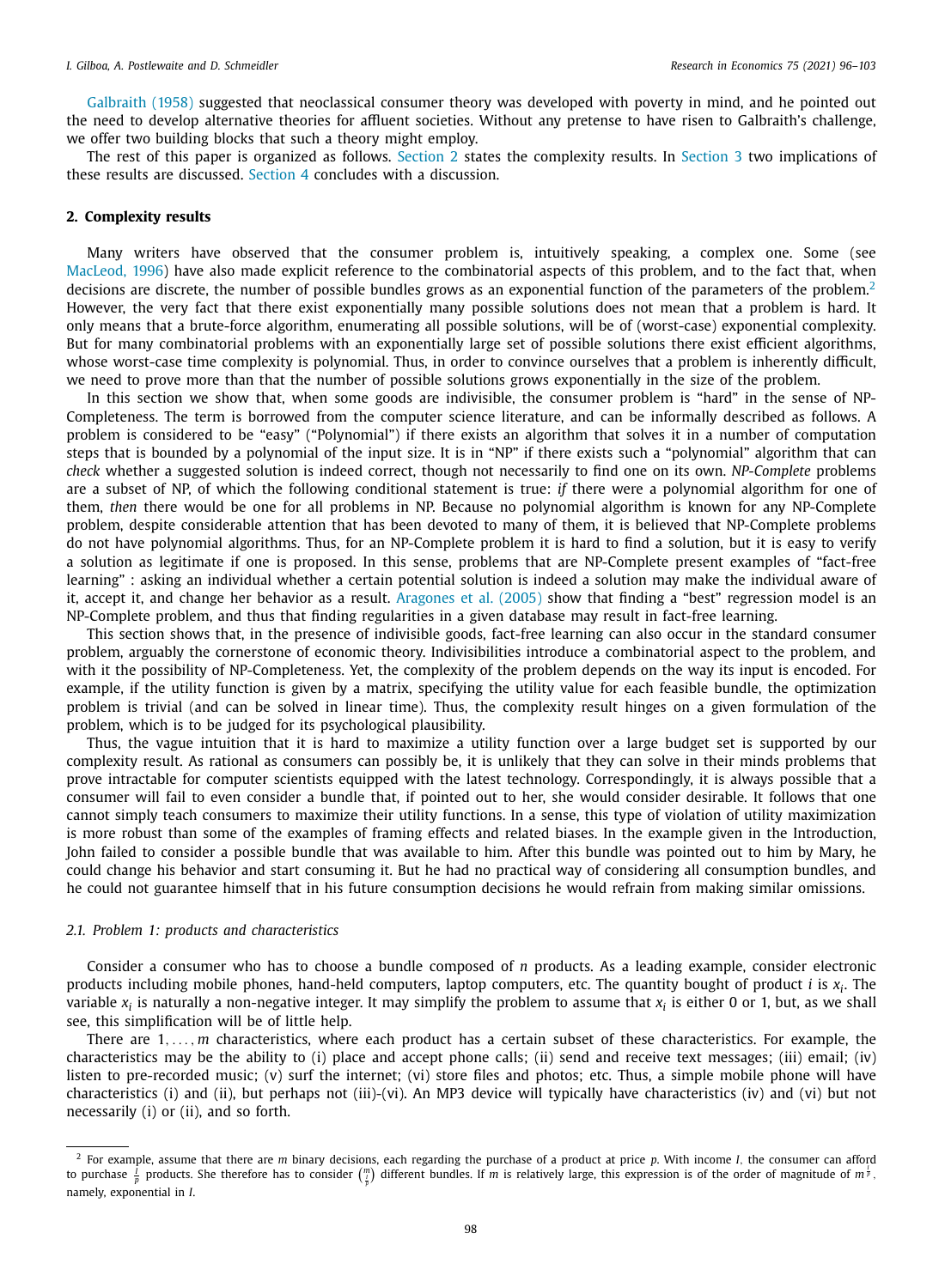Galbraith (1958) suggested that neoclassical consumer theory was developed with poverty in mind, and he pointed out the need to develop alternative theories for affluent societies. Without any pretense to have risen to Galbraith's challenge, we offer two building blocks that such a theory might employ.

The rest of this paper is organized as follows. Section 2 states the complexity results. In Section 3 two implications of these results are discussed. Section 4 concludes with a discussion.

## 2. Complexity results

Many writers have observed that the consumer problem is, intuitively speaking, a complex one. Some (see MacLeod, 1996) have also made explicit reference to the combinatorial aspects of this problem, and to the fact that, when decisions are discrete, the number of possible bundles grows as an exponential function of the parameters of the problem.[2] However, the very fact that there exist exponentially many possible solutions does not mean that a problem is hard. It only means that a brute-force algorithm, enumerating all possible solutions, will be of (worst-case) exponential complexity. But for many combinatorial problems with an exponentially large set of possible solutions there exist efficient algorithms, whose worst-case time complexity is polynomial. Thus, in order to convince ourselves that a problem is inherently difficult, we need to prove more than that the number of possible solutions grows exponentially in the size of the problem.

In this section we show that, when some goods are indivisible, the consumer problem is "hard" in the sense of NP-Completeness. The term is borrowed from the computer science literature, and can be informally described as follows. A problem is considered to be "easy" ("Polynomial") if there exists an algorithm that solves it in a number of computation steps that is bounded by a polynomial of the input size. It is in "NP" if there exists such a "polynomial" algorithm that can *check* whether a suggested solution is indeed correct, though not necessarily to find one on its own. *NP-Complete* problems are a subset of NP, of which the following conditional statement is true: *if* there were a polynomial algorithm for one of them, *then* there would be one for all problems in NP. Because no polynomial algorithm is known for any NP-Complete problem, despite considerable attention that has been devoted to many of them, it is believed that NP-Complete problems do not have polynomial algorithms. Thus, for an NP-Complete problem it is hard to find a solution, but it is easy to verify a solution as legitimate if one is proposed. In this sense, problems that are NP-Complete present examples of "fact-free learning" : asking an individual whether a certain potential solution is indeed a solution may make the individual aware of it, accept it, and change her behavior as a result. Aragones et al. (2005) show that finding a "best" regression model is an NP-Complete problem, and thus that finding regularities in a given database may result in fact-free learning.

This section shows that, in the presence of indivisible goods, fact-free learning can also occur in the standard consumer problem, arguably the cornerstone of economic theory. Indivisibilities introduce a combinatorial aspect to the problem, and with it the possibility of NP-Completeness. Yet, the complexity of the problem depends on the way its input is encoded. For example, if the utility function is given by a matrix, specifying the utility value for each feasible bundle, the optimization problem is trivial (and can be solved in linear time). Thus, the complexity result hinges on a given formulation of the problem, which is to be judged for its psychological plausibility.

Thus, the vague intuition that it is hard to maximize a utility function over a large budget set is supported by our complexity result. As rational as consumers can possibly be, it is unlikely that they can solve in their minds problems that prove intractable for computer scientists equipped with the latest technology. Correspondingly, it is always possible that a consumer will fail to even consider a bundle that, if pointed out to her, she would consider desirable. It follows that one cannot simply teach consumers to maximize their utility functions. In a sense, this type of violation of utility maximization is more robust than some of the examples of framing effects and related biases. In the example given in the Introduction, John failed to consider a possible bundle that was available to him. After this bundle was pointed out to him by Mary, he could change his behavior and start consuming it. But he had no practical way of considering all consumption bundles, and he could not guarantee himself that in his future consumption decisions he would refrain from making similar omissions.

### 2.1. Problem 1: products and characteristics

Consider a consumer who has to choose a bundle composed of $n$ products. As a leading example, consider electronic products including mobile phones, hand-held computers, laptop computers, etc. The quantity bought of product $i$ is $x_i$. The variable $x_i$ is naturally a non-negative integer. It may simplify the problem to assume that $x_i$ is either 0 or 1, but, as we shall see, this simplification will be of little help.

There are $1, \ldots, m$ characteristics, where each product has a certain subset of these characteristics. For example, the characteristics may be the ability to (i) place and accept phone calls; (ii) send and receive text messages; (iii) email; (iv) listen to pre-recorded music; (v) surf the internet; (vi) store files and photos; etc. Thus, a simple mobile phone will have characteristics (i) and (ii), but perhaps not (iii)-(vi). An MP3 device will typically have characteristics (iv) and (vi) but not necessarily (i) or (ii), and so forth.

---

[2] For example, assume that there are $m$ binary decisions, each regarding the purchase of a product at price $p$. With income $I$, the consumer can afford to purchase $\frac{I}{p}$ products. She therefore has to consider $\binom{m}{\frac{I}{p}}$ different bundles. If $m$ is relatively large, this expression is of the order of magnitude of $m^{\frac{I}{p}}$, namely, exponential in $I$.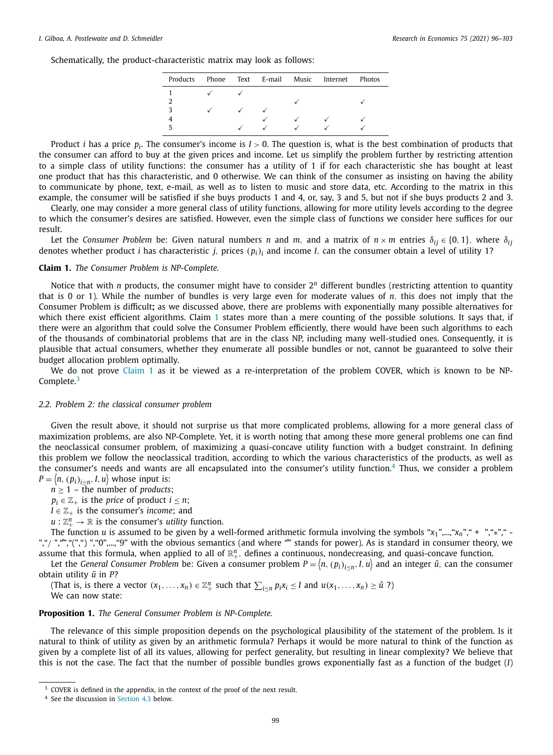Schematically, the product-characteristic matrix may look as follows:

| Products | Phone | Text | E-mail | Music | Internet | Photos |
|---|---|---|---|---|---|---|
| 1 | ✓ | ✓ | | | | |
| 2 | | | | ✓ | | ✓ |
| 3 | ✓ | ✓ | ✓ | | | |
| 4 | | | ✓ | ✓ | ✓ | ✓ |
| 5 | | ✓ | ✓ | ✓ | ✓ | ✓ |

Product $i$ has a price $p_i$. The consumer's income is $I > 0$. The question is, what is the best combination of products that the consumer can afford to buy at the given prices and income. Let us simplify the problem further by restricting attention to a simple class of utility functions: the consumer has a utility of 1 if for each characteristic she has bought at least one product that has this characteristic, and 0 otherwise. We can think of the consumer as insisting on having the ability to communicate by phone, text, e-mail, as well as to listen to music and store data, etc. According to the matrix in this example, the consumer will be satisfied if she buys products 1 and 4, or, say, 3 and 5, but not if she buys products 2 and 3.

Clearly, one may consider a more general class of utility functions, allowing for more utility levels according to the degree to which the consumer's desires are satisfied. However, even the simple class of functions we consider here suffices for our result.

Let the *Consumer Problem* be: Given natural numbers $n$ and $m$, and a matrix of $n \times m$ entries $\delta_{ij} \in \{0, 1\}$, where $\delta_{ij}$ denotes whether product $i$ has characteristic $j$, prices $(p_i)_i$ and income $I$, can the consumer obtain a level of utility 1?

**Claim 1.** *The Consumer Problem is NP-Complete.*

Notice that with $n$ products, the consumer might have to consider $2^n$ different bundles (restricting attention to quantity that is 0 or 1). While the number of bundles is very large even for moderate values of $n$, this does not imply that the Consumer Problem is difficult**;** as we discussed above, there are problems with exponentially many possible alternatives for which there exist efficient algorithms. Claim 1 states more than a mere counting of the possible solutions. It says that, if there were an algorithm that could solve the Consumer Problem efficiently, there would have been such algorithms to each of the thousands of combinatorial problems that are in the class NP, including many well-studied ones. Consequently, it is plausible that actual consumers, whether they enumerate all possible bundles or not, cannot be guaranteed to solve their budget allocation problem optimally.

We do not prove Claim 1 as it be viewed as a re-interpretation of the problem COVER, which is known to be NP-Complete.[3]

### 2.2. Problem 2: the classical consumer problem

Given the result above, it should not surprise us that more complicated problems, allowing for a more general class of maximization problems, are also NP-Complete. Yet, it is worth noting that among these more general problems one can find the neoclassical consumer problem, of maximizing a quasi-concave utility function with a budget constraint. In defining this problem we follow the neoclassical tradition, according to which the various characteristics of the products, as well as the consumer's needs and wants are all encapsulated into the consumer's utility function.[4] Thus, we consider a problem $P = \langle n, (p_i)_{i \le n}, I, u \rangle$ whose input is:

$n \ge 1$ – the number of *products*;

$p_i \in \mathbb{Z}_+$ is the *price* of product $i \le n$;

$I \in \mathbb{Z}_+$ is the consumer's *income*; and

$u : \mathbb{Z}_+^n \to \mathbb{R}$ is the consumer's *utility* function.

The function $u$ is assumed to be given by a well-formed arithmetic formula involving the symbols "$x_1$",...,"$x_n$"," + ","*"," - ","/ ","^","(",") ","0",...,"9" with the obvious semantics (and where "^" stands for power). As is standard in consumer theory, we assume that this formula, when applied to all of $\mathbb{R}_+^n$, defines a continuous, nondecreasing, and quasi-concave function.

Let the *General Consumer Problem* be: Given a consumer problem $P = \langle n, (p_i)_{i \le n}, I, u \rangle$ and an integer $\bar{u}$, can the consumer obtain utility $\bar{u}$ in $P$?

(That is, is there a vector $(x_1, \ldots, x_n) \in \mathbb{Z}_+^n$ such that $\sum_{i \le n} p_i x_i \le I$ and $u(x_1, \ldots, x_n) \ge \bar{u}$ ?)

We can now state:

**Proposition 1.** *The General Consumer Problem is NP-Complete.*

The relevance of this simple proposition depends on the psychological plausibility of the statement of the problem. Is it natural to think of utility as given by an arithmetic formula? Perhaps it would be more natural to think of the function as given by a complete list of all its values, allowing for perfect generality, but resulting in linear complexity? We believe that this is not the case. The fact that the number of possible bundles grows exponentially fast as a function of the budget ($I$)

---

[3] COVER is defined in the appendix, in the context of the proof of the next result.

[4] See the discussion in Section 4.3 below.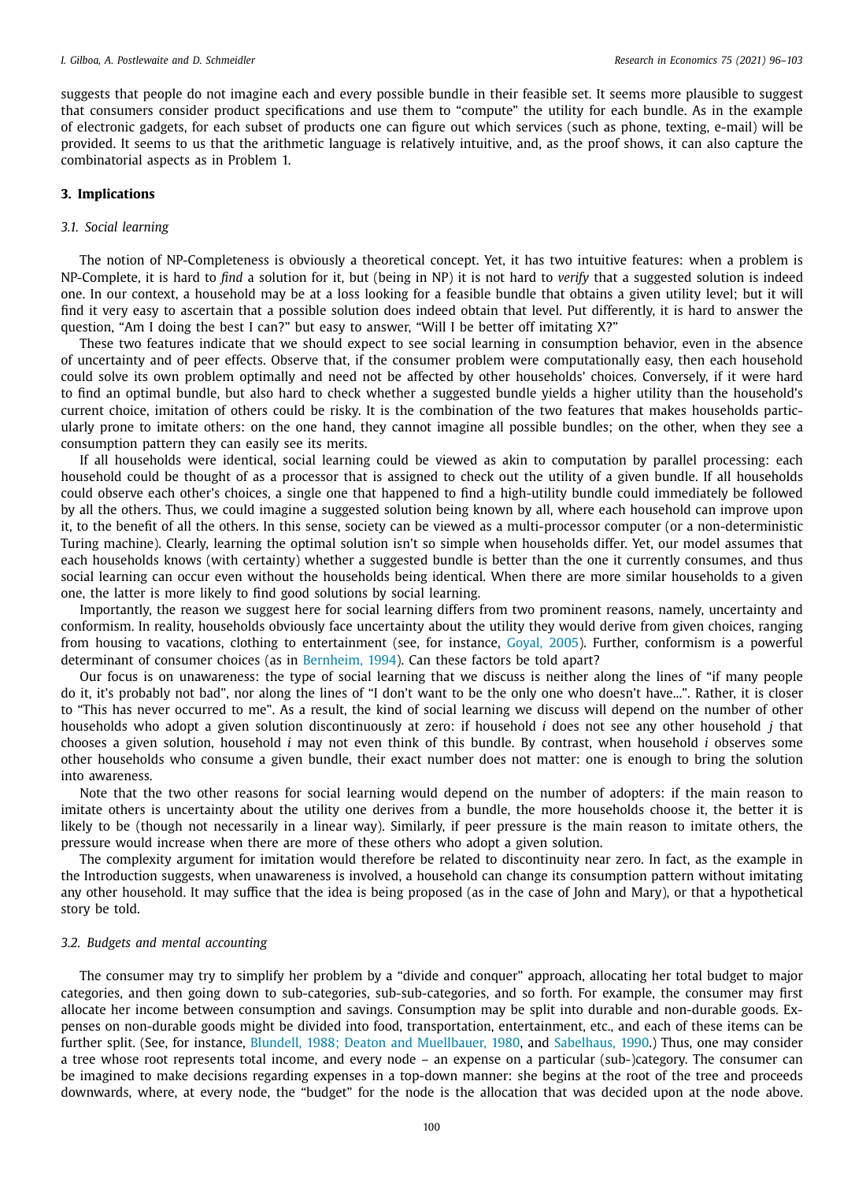suggests that people do not imagine each and every possible bundle in their feasible set. It seems more plausible to suggest that consumers consider product specifications and use them to "compute" the utility for each bundle. As in the example of electronic gadgets, for each subset of products one can figure out which services (such as phone, texting, e-mail) will be provided. It seems to us that the arithmetic language is relatively intuitive, and, as the proof shows, it can also capture the combinatorial aspects as in Problem 1.

## 3. Implications

### 3.1. Social learning

The notion of NP-Completeness is obviously a theoretical concept. Yet, it has two intuitive features: when a problem is NP-Complete, it is hard to *find* a solution for it, but (being in NP) it is not hard to *verify* that a suggested solution is indeed one. In our context, a household may be at a loss looking for a feasible bundle that obtains a given utility level; but it will find it very easy to ascertain that a possible solution does indeed obtain that level. Put differently, it is hard to answer the question, "Am I doing the best I can?" but easy to answer, "Will I be better off imitating X?"

These two features indicate that we should expect to see social learning in consumption behavior, even in the absence of uncertainty and of peer effects. Observe that, if the consumer problem were computationally easy, then each household could solve its own problem optimally and need not be affected by other households' choices. Conversely, if it were hard to find an optimal bundle, but also hard to check whether a suggested bundle yields a higher utility than the household's current choice, imitation of others could be risky. It is the combination of the two features that makes households particularly prone to imitate others: on the one hand, they cannot imagine all possible bundles; on the other, when they see a consumption pattern they can easily see its merits.

If all households were identical, social learning could be viewed as akin to computation by parallel processing: each household could be thought of as a processor that is assigned to check out the utility of a given bundle. If all households could observe each other's choices, a single one that happened to find a high-utility bundle could immediately be followed by all the others. Thus, we could imagine a suggested solution being known by all, where each household can improve upon it, to the benefit of all the others. In this sense, society can be viewed as a multi-processor computer (or a non-deterministic Turing machine). Clearly, learning the optimal solution isn't so simple when households differ. Yet, our model assumes that each households knows (with certainty) whether a suggested bundle is better than the one it currently consumes, and thus social learning can occur even without the households being identical. When there are more similar households to a given one, the latter is more likely to find good solutions by social learning.

Importantly, the reason we suggest here for social learning differs from two prominent reasons, namely, uncertainty and conformism. In reality, households obviously face uncertainty about the utility they would derive from given choices, ranging from housing to vacations, clothing to entertainment (see, for instance, Goyal, 2005). Further, conformism is a powerful determinant of consumer choices (as in Bernheim, 1994). Can these factors be told apart?

Our focus is on unawareness: the type of social learning that we discuss is neither along the lines of "if many people do it, it's probably not bad", nor along the lines of "I don't want to be the only one who doesn't have...". Rather, it is closer to "This has never occurred to me". As a result, the kind of social learning we discuss will depend on the number of other households who adopt a given solution discontinuously at zero: if household $i$ does not see any other household $j$ that chooses a given solution, household $i$ may not even think of this bundle. By contrast, when household $i$ observes some other households who consume a given bundle, their exact number does not matter: one is enough to bring the solution into awareness.

Note that the two other reasons for social learning would depend on the number of adopters: if the main reason to imitate others is uncertainty about the utility one derives from a bundle, the more households choose it, the better it is likely to be (though not necessarily in a linear way). Similarly, if peer pressure is the main reason to imitate others, the pressure would increase when there are more of these others who adopt a given solution.

The complexity argument for imitation would therefore be related to discontinuity near zero. In fact, as the example in the Introduction suggests, when unawareness is involved, a household can change its consumption pattern without imitating any other household. It may suffice that the idea is being proposed (as in the case of John and Mary), or that a hypothetical story be told.

### 3.2. Budgets and mental accounting

The consumer may try to simplify her problem by a "divide and conquer" approach, allocating her total budget to major categories, and then going down to sub-categories, sub-sub-categories, and so forth. For example, the consumer may first allocate her income between consumption and savings. Consumption may be split into durable and non-durable goods. Expenses on non-durable goods might be divided into food, transportation, entertainment, etc., and each of these items can be further split. (See, for instance, Blundell, 1988; Deaton and Muellbauer, 1980, and Sabelhaus, 1990.) Thus, one may consider a tree whose root represents total income, and every node – an expense on a particular (sub-)category. The consumer can be imagined to make decisions regarding expenses in a top-down manner: she begins at the root of the tree and proceeds downwards, where, at every node, the "budget" for the node is the allocation that was decided upon at the node above.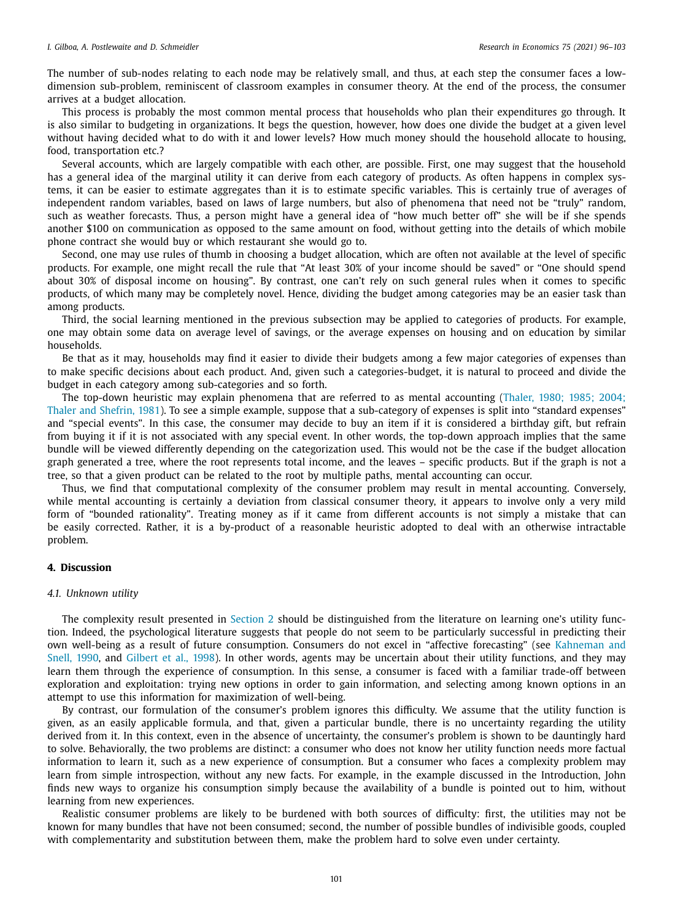The number of sub-nodes relating to each node may be relatively small, and thus, at each step the consumer faces a low-dimension sub-problem, reminiscent of classroom examples in consumer theory. At the end of the process, the consumer arrives at a budget allocation.

This process is probably the most common mental process that households who plan their expenditures go through. It is also similar to budgeting in organizations. It begs the question, however, how does one divide the budget at a given level without having decided what to do with it and lower levels? How much money should the household allocate to housing, food, transportation etc.?

Several accounts, which are largely compatible with each other, are possible. First, one may suggest that the household has a general idea of the marginal utility it can derive from each category of products. As often happens in complex systems, it can be easier to estimate aggregates than it is to estimate specific variables. This is certainly true of averages of independent random variables, based on laws of large numbers, but also of phenomena that need not be "truly" random, such as weather forecasts. Thus, a person might have a general idea of "how much better off" she will be if she spends another $100 on communication as opposed to the same amount on food, without getting into the details of which mobile phone contract she would buy or which restaurant she would go to.

Second, one may use rules of thumb in choosing a budget allocation, which are often not available at the level of specific products. For example, one might recall the rule that "At least 30% of your income should be saved" or "One should spend about 30% of disposal income on housing". By contrast, one can't rely on such general rules when it comes to specific products, of which many may be completely novel. Hence, dividing the budget among categories may be an easier task than among products.

Third, the social learning mentioned in the previous subsection may be applied to categories of products. For example, one may obtain some data on average level of savings, or the average expenses on housing and on education by similar households.

Be that as it may, households may find it easier to divide their budgets among a few major categories of expenses than to make specific decisions about each product. And, given such a categories-budget, it is natural to proceed and divide the budget in each category among sub-categories and so forth.

The top-down heuristic may explain phenomena that are referred to as mental accounting (Thaler, 1980; 1985; 2004; Thaler and Shefrin, 1981). To see a simple example, suppose that a sub-category of expenses is split into "standard expenses" and "special events". In this case, the consumer may decide to buy an item if it is considered a birthday gift, but refrain from buying it if it is not associated with any special event. In other words, the top-down approach implies that the same bundle will be viewed differently depending on the categorization used. This would not be the case if the budget allocation graph generated a tree, where the root represents total income, and the leaves – specific products. But if the graph is not a tree, so that a given product can be related to the root by multiple paths, mental accounting can occur.

Thus, we find that computational complexity of the consumer problem may result in mental accounting. Conversely, while mental accounting is certainly a deviation from classical consumer theory, it appears to involve only a very mild form of "bounded rationality". Treating money as if it came from different accounts is not simply a mistake that can be easily corrected. Rather, it is a by-product of a reasonable heuristic adopted to deal with an otherwise intractable problem.

## 4. Discussion

### *4.1. Unknown utility*

The complexity result presented in Section 2 should be distinguished from the literature on learning one's utility function. Indeed, the psychological literature suggests that people do not seem to be particularly successful in predicting their own well-being as a result of future consumption. Consumers do not excel in "affective forecasting" (see Kahneman and Snell, 1990, and Gilbert et al., 1998). In other words, agents may be uncertain about their utility functions, and they may learn them through the experience of consumption. In this sense, a consumer is faced with a familiar trade-off between exploration and exploitation: trying new options in order to gain information, and selecting among known options in an attempt to use this information for maximization of well-being.

By contrast, our formulation of the consumer's problem ignores this difficulty. We assume that the utility function is given, as an easily applicable formula, and that, given a particular bundle, there is no uncertainty regarding the utility derived from it. In this context, even in the absence of uncertainty, the consumer's problem is shown to be dauntingly hard to solve. Behaviorally, the two problems are distinct: a consumer who does not know her utility function needs more factual information to learn it, such as a new experience of consumption. But a consumer who faces a complexity problem may learn from simple introspection, without any new facts. For example, in the example discussed in the Introduction, John finds new ways to organize his consumption simply because the availability of a bundle is pointed out to him, without learning from new experiences.

Realistic consumer problems are likely to be burdened with both sources of difficulty: first, the utilities may not be known for many bundles that have not been consumed; second, the number of possible bundles of indivisible goods, coupled with complementarity and substitution between them, make the problem hard to solve even under certainty.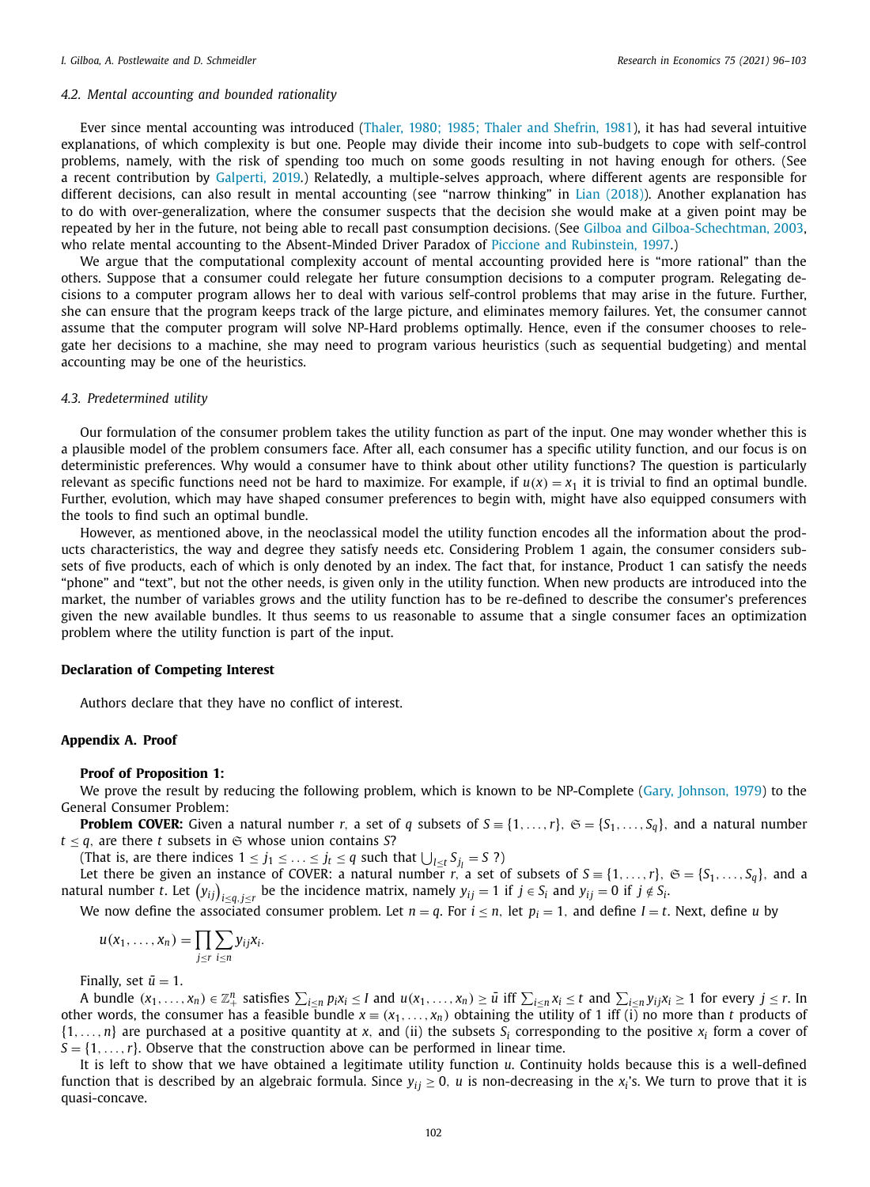### 4.2. Mental accounting and bounded rationality

Ever since mental accounting was introduced (Thaler, 1980; 1985; Thaler and Shefrin, 1981), it has had several intuitive explanations, of which complexity is but one. People may divide their income into sub-budgets to cope with self-control problems, namely, with the risk of spending too much on some goods resulting in not having enough for others. (See a recent contribution by Galperti, 2019.) Relatedly, a multiple-selves approach, where different agents are responsible for different decisions, can also result in mental accounting (see "narrow thinking" in Lian (2018)). Another explanation has to do with over-generalization, where the consumer suspects that the decision she would make at a given point may be repeated by her in the future, not being able to recall past consumption decisions. (See Gilboa and Gilboa-Schechtman, 2003, who relate mental accounting to the Absent-Minded Driver Paradox of Piccione and Rubinstein, 1997.)

We argue that the computational complexity account of mental accounting provided here is "more rational" than the others. Suppose that a consumer could relegate her future consumption decisions to a computer program. Relegating decisions to a computer program allows her to deal with various self-control problems that may arise in the future. Further, she can ensure that the program keeps track of the large picture, and eliminates memory failures. Yet, the consumer cannot assume that the computer program will solve NP-Hard problems optimally. Hence, even if the consumer chooses to relegate her decisions to a machine, she may need to program various heuristics (such as sequential budgeting) and mental accounting may be one of the heuristics.

### 4.3. Predetermined utility

Our formulation of the consumer problem takes the utility function as part of the input. One may wonder whether this is a plausible model of the problem consumers face. After all, each consumer has a specific utility function, and our focus is on deterministic preferences. Why would a consumer have to think about other utility functions? The question is particularly relevant as specific functions need not be hard to maximize. For example, if $u(x) = x_1$ it is trivial to find an optimal bundle. Further, evolution, which may have shaped consumer preferences to begin with, might have also equipped consumers with the tools to find such an optimal bundle.

However, as mentioned above, in the neoclassical model the utility function encodes all the information about the products characteristics, the way and degree they satisfy needs etc. Considering Problem 1 again, the consumer considers subsets of five products, each of which is only denoted by an index. The fact that, for instance, Product 1 can satisfy the needs "phone" and "text", but not the other needs, is given only in the utility function. When new products are introduced into the market, the number of variables grows and the utility function has to be re-defined to describe the consumer's preferences given the new available bundles. It thus seems to us reasonable to assume that a single consumer faces an optimization problem where the utility function is part of the input.

## Declaration of Competing Interest

Authors declare that they have no conflict of interest.

## Appendix A. Proof

**Proof of Proposition 1:**

We prove the result by reducing the following problem, which is known to be NP-Complete (Gary, Johnson, 1979) to the General Consumer Problem:

**Problem COVER:** Given a natural number $r$, a set of $q$ subsets of $S \equiv \{1, \ldots, r\}$, $\mathfrak{S} = \{S_1, \ldots, S_q\}$, and a natural number $t \leq q$, are there $t$ subsets in $\mathfrak{S}$ whose union contains $S$?

(That is, are there indices $1 \leq j_1 \leq \ldots \leq j_t \leq q$ such that $\bigcup_{l \leq t} S_{j_l} = S$ ?)

Let there be given an instance of COVER: a natural number $r$, a set of subsets of $S \equiv \{1, \ldots, r\}$, $\mathfrak{S} = \{S_1, \ldots, S_q\}$, and a natural number $t$. Let $\left(y_{ij}\right)_{i \leq q, j \leq r}$ be the incidence matrix, namely $y_{ij} = 1$ if $j \in S_i$ and $y_{ij} = 0$ if $j \notin S_i$.

We now define the associated consumer problem. Let $n = q$. For $i \leq n$, let $p_i = 1$, and define $I = t$. Next, define $u$ by

$$u(x_1, \ldots, x_n) = \prod_{j \leq r} \sum_{i \leq n} y_{ij} x_i.$$

Finally, set $\bar{u} = 1$.

A bundle $(x_1, \ldots, x_n) \in \mathbb{Z}_+^n$ satisfies $\sum_{i \leq n} p_i x_i \leq I$ and $u(x_1, \ldots, x_n) \geq \bar{u}$ iff $\sum_{i \leq n} x_i \leq t$ and $\sum_{i \leq n} y_{ij} x_i \geq 1$ for every $j \leq r$. In other words, the consumer has a feasible bundle $x \equiv (x_1, \ldots, x_n)$ obtaining the utility of 1 iff (i) no more than $t$ products of $\{1, \ldots, n\}$ are purchased at a positive quantity at $x$, and (ii) the subsets $S_i$ corresponding to the positive $x_i$ form a cover of $S = \{1, \ldots, r\}$. Observe that the construction above can be performed in linear time.

It is left to show that we have obtained a legitimate utility function $u$. Continuity holds because this is a well-defined function that is described by an algebraic formula. Since $y_{ij} \geq 0$, $u$ is non-decreasing in the $x_i$'s. We turn to prove that it is quasi-concave.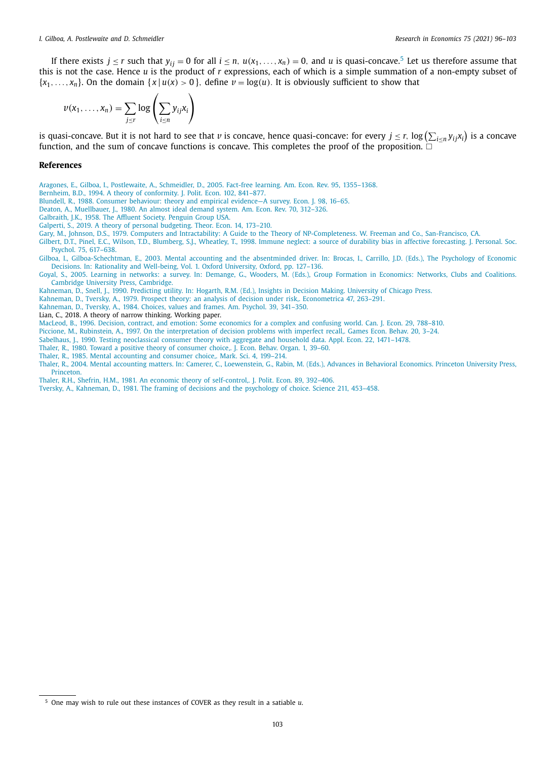If there exists $j \leq r$ such that $y_{ij} = 0$ for all $i \leq n$, $u(x_1, \ldots, x_n) = 0$, and $u$ is quasi-concave.[5] Let us therefore assume that this is not the case. Hence $u$ is the product of $r$ expressions, each of which is a simple summation of a non-empty subset of $\{x_1, \ldots, x_n\}$. On the domain $\{x \mid u(x) > 0\}$, define $v = \log(u)$. It is obviously sufficient to show that

$$v(x_1, \ldots, x_n) = \sum_{j \leq r} \log \left( \sum_{i \leq n} y_{ij} x_i \right)$$

is quasi-concave. But it is not hard to see that $v$ is concave, hence quasi-concave: for every $j \leq r$, $\log \left( \sum_{i \leq n} y_{ij} x_i \right)$ is a concave function, and the sum of concave functions is concave. This completes the proof of the proposition. □

## References

Aragones, E., Gilboa, I., Postlewaite, A., Schmeidler, D., 2005. Fact-free learning. Am. Econ. Rev. 95, 1355–1368.
Bernheim, B.D., 1994. A theory of conformity. J. Polit. Econ. 102, 841–877.
Blundell, R., 1988. Consumer behaviour: theory and empirical evidence—A survey. Econ. J. 98, 16–65.
Deaton, A., Muellbauer, J., 1980. An almost ideal demand system. Am. Econ. Rev. 70, 312–326.
Galbraith, J.K., 1958. The Affluent Society. Penguin Group USA.
Galperti, S., 2019. A theory of personal budgeting. Theor. Econ. 14, 173–210.
Gary, M., Johnson, D.S., 1979. Computers and Intractability: A Guide to the Theory of NP-Completeness. W. Freeman and Co., San-Francisco, CA.
Gilbert, D.T., Pinel, E.C., Wilson, T.D., Blumberg, S.J., Wheatley, T., 1998. Immune neglect: a source of durability bias in affective forecasting. J. Personal. Soc. Psychol. 75, 617–638.
Gilboa, I., Gilboa-Schechtman, E., 2003. Mental accounting and the absentminded driver. In: Brocas, I., Carrillo, J.D. (Eds.), The Psychology of Economic Decisions. In: Rationality and Well-being, Vol. 1. Oxford University, Oxford, pp. 127–136.
Goyal, S., 2005. Learning in networks: a survey. In: Demange, G., Wooders, M. (Eds.), Group Formation in Economics: Networks, Clubs and Coalitions. Cambridge University Press, Cambridge.
Kahneman, D., Snell, J., 1990. Predicting utility. In: Hogarth, R.M. (Ed.), Insights in Decision Making. University of Chicago Press.
Kahneman, D., Tversky, A., 1979. Prospect theory: an analysis of decision under risk,. Econometrica 47, 263–291.
Kahneman, D., Tversky, A., 1984. Choices, values and frames. Am. Psychol. 39, 341–350.
Lian, C., 2018. A theory of narrow thinking. Working paper.
MacLeod, B., 1996. Decision, contract, and emotion: Some economics for a complex and confusing world. Can. J. Econ. 29, 788–810.
Piccione, M., Rubinstein, A., 1997. On the interpretation of decision problems with imperfect recall,. Games Econ. Behav. 20, 3–24.
Sabelhaus, J., 1990. Testing neoclassical consumer theory with aggregate and household data. Appl. Econ. 22, 1471–1478.
Thaler, R., 1980. Toward a positive theory of consumer choice,. J. Econ. Behav. Organ. 1, 39–60.
Thaler, R., 1985. Mental accounting and consumer choice,. Mark. Sci. 4, 199–214.
Thaler, R., 2004. Mental accounting matters. In: Camerer, C., Loewenstein, G., Rabin, M. (Eds.), Advances in Behavioral Economics. Princeton University Press, Princeton.
Thaler, R.H., Shefrin, H.M., 1981. An economic theory of self-control,. J. Polit. Econ. 89, 392–406.
Tversky, A., Kahneman, D., 1981. The framing of decisions and the psychology of choice. Science 211, 453–458.

[5] One may wish to rule out these instances of COVER as they result in a satiable $u$.